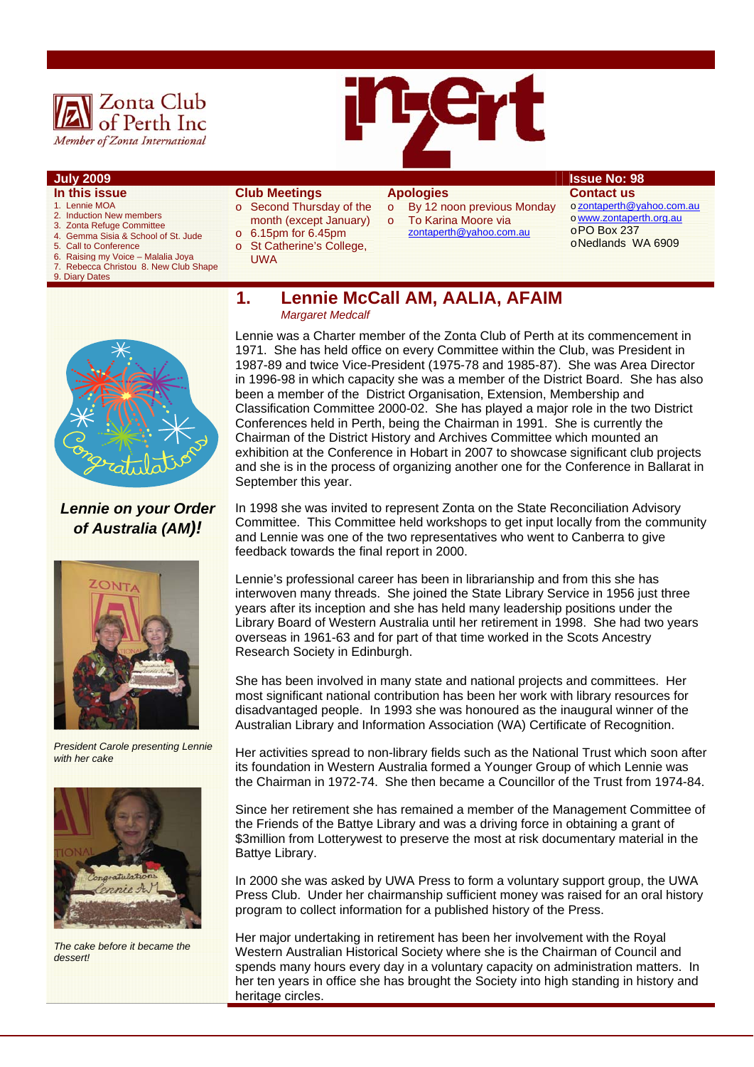Zonta Club of Perth Inc

*Member of Zonta International*

inzert

**July 2009** | **Issue No: 98**

### In this issue

1. Lennie MOA
2. Induction New members
3. Zonta Refuge Committee
4. Gemma Sisia & School of St. Jude
5. Call to Conference
6. Raising my Voice – Malalia Joya
7. Rebecca Christou 8. New Club Shape
9. Diary Dates

### Club Meetings

- Second Thursday of the month (except January)
- 6.15pm for 6.45pm
- St Catherine's College, UWA

### Apologies

- By 12 noon previous Monday
- To Karina Moore via zontaperth@yahoo.com.au

### Contact us

- zontaperth@yahoo.com.au
- www.zontaperth.org.au
- PO Box 237
- Nedlands WA 6909

## 1. Lennie McCall AM, AALIA, AFAIM

*Margaret Medcalf*

***Lennie on your Order of Australia (AM)!***

Lennie was a Charter member of the Zonta Club of Perth at its commencement in 1971. She has held office on every Committee within the Club, was President in 1987-89 and twice Vice-President (1975-78 and 1985-87). She was Area Director in 1996-98 in which capacity she was a member of the District Board. She has also been a member of the District Organisation, Extension, Membership and Classification Committee 2000-02. She has played a major role in the two District Conferences held in Perth, being the Chairman in 1991. She is currently the Chairman of the District History and Archives Committee which mounted an exhibition at the Conference in Hobart in 2007 to showcase significant club projects and she is in the process of organizing another one for the Conference in Ballarat in September this year.

In 1998 she was invited to represent Zonta on the State Reconciliation Advisory Committee. This Committee held workshops to get input locally from the community and Lennie was one of the two representatives who went to Canberra to give feedback towards the final report in 2000.

*President Carole presenting Lennie with her cake*

Lennie's professional career has been in librarianship and from this she has interwoven many threads. She joined the State Library Service in 1956 just three years after its inception and she has held many leadership positions under the Library Board of Western Australia until her retirement in 1998. She had two years overseas in 1961-63 and for part of that time worked in the Scots Ancestry Research Society in Edinburgh.

She has been involved in many state and national projects and committees. Her most significant national contribution has been her work with library resources for disadvantaged people. In 1993 she was honoured as the inaugural winner of the Australian Library and Information Association (WA) Certificate of Recognition.

Her activities spread to non-library fields such as the National Trust which soon after its foundation in Western Australia formed a Younger Group of which Lennie was the Chairman in 1972-74. She then became a Councillor of the Trust from 1974-84.

Since her retirement she has remained a member of the Management Committee of the Friends of the Battye Library and was a driving force in obtaining a grant of $3million from Lotterywest to preserve the most at risk documentary material in the Battye Library.

*The cake before it became the dessert!*

In 2000 she was asked by UWA Press to form a voluntary support group, the UWA Press Club. Under her chairmanship sufficient money was raised for an oral history program to collect information for a published history of the Press.

Her major undertaking in retirement has been her involvement with the Royal Western Australian Historical Society where she is the Chairman of Council and spends many hours every day in a voluntary capacity on administration matters. In her ten years in office she has brought the Society into high standing in history and heritage circles.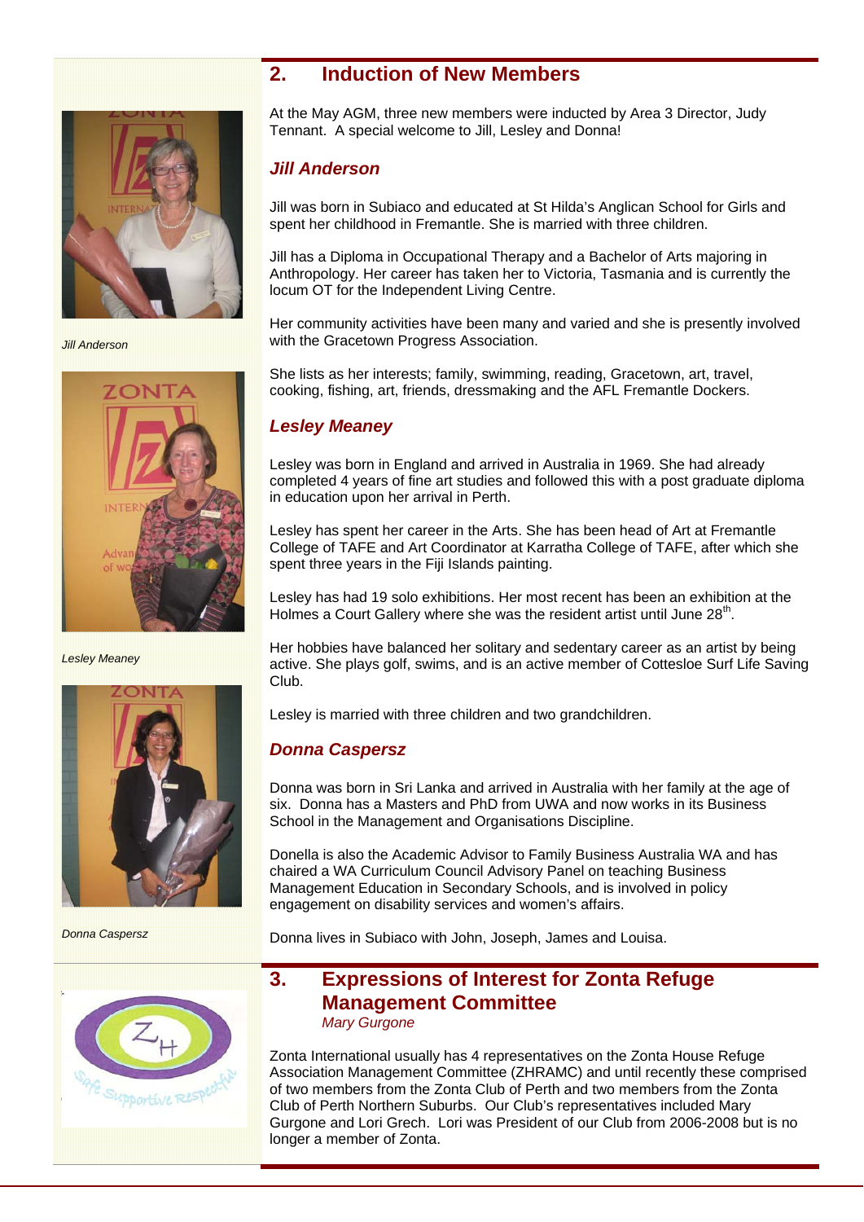## 2. Induction of New Members

At the May AGM, three new members were inducted by Area 3 Director, Judy Tennant. A special welcome to Jill, Lesley and Donna!

### *Jill Anderson*

Jill was born in Subiaco and educated at St Hilda's Anglican School for Girls and spent her childhood in Fremantle. She is married with three children.

Jill has a Diploma in Occupational Therapy and a Bachelor of Arts majoring in Anthropology. Her career has taken her to Victoria, Tasmania and is currently the locum OT for the Independent Living Centre.

Her community activities have been many and varied and she is presently involved with the Gracetown Progress Association.

She lists as her interests; family, swimming, reading, Gracetown, art, travel, cooking, fishing, art, friends, dressmaking and the AFL Fremantle Dockers.

*Jill Anderson*

### *Lesley Meaney*

Lesley was born in England and arrived in Australia in 1969. She had already completed 4 years of fine art studies and followed this with a post graduate diploma in education upon her arrival in Perth.

Lesley has spent her career in the Arts. She has been head of Art at Fremantle College of TAFE and Art Coordinator at Karratha College of TAFE, after which she spent three years in the Fiji Islands painting.

Lesley has had 19 solo exhibitions. Her most recent has been an exhibition at the Holmes a Court Gallery where she was the resident artist until June 28th.

Her hobbies have balanced her solitary and sedentary career as an artist by being active. She plays golf, swims, and is an active member of Cottesloe Surf Life Saving Club.

Lesley is married with three children and two grandchildren.

*Lesley Meaney*

### *Donna Caspersz*

Donna was born in Sri Lanka and arrived in Australia with her family at the age of six. Donna has a Masters and PhD from UWA and now works in its Business School in the Management and Organisations Discipline.

Donella is also the Academic Advisor to Family Business Australia WA and has chaired a WA Curriculum Council Advisory Panel on teaching Business Management Education in Secondary Schools, and is involved in policy engagement on disability services and women's affairs.

Donna lives in Subiaco with John, Joseph, James and Louisa.

*Donna Caspersz*

## 3. Expressions of Interest for Zonta Refuge Management Committee

*Mary Gurgone*

Zonta International usually has 4 representatives on the Zonta House Refuge Association Management Committee (ZHRAMC) and until recently these comprised of two members from the Zonta Club of Perth and two members from the Zonta Club of Perth Northern Suburbs. Our Club's representatives included Mary Gurgone and Lori Grech. Lori was President of our Club from 2006-2008 but is no longer a member of Zonta.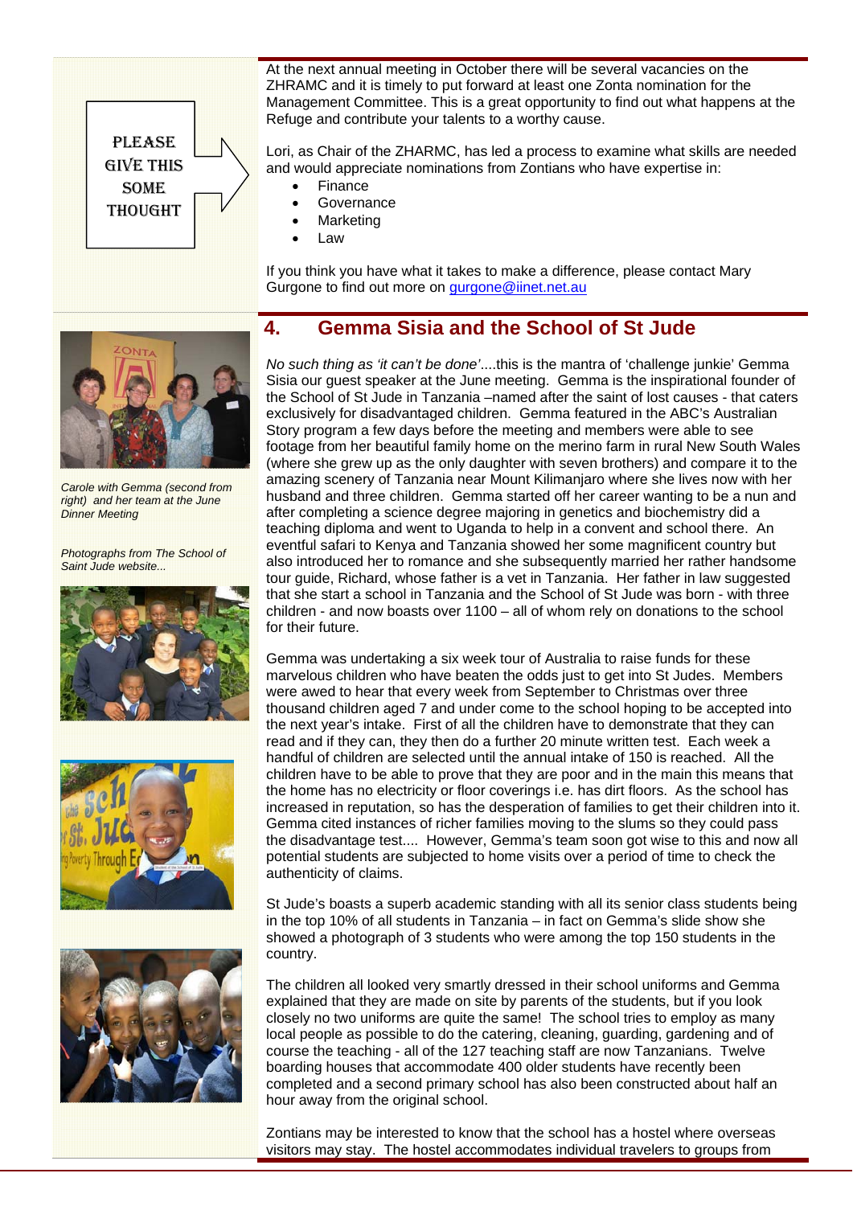PLEASE GIVE THIS SOME THOUGHT

At the next annual meeting in October there will be several vacancies on the ZHRAMC and it is timely to put forward at least one Zonta nomination for the Management Committee. This is a great opportunity to find out what happens at the Refuge and contribute your talents to a worthy cause.

Lori, as Chair of the ZHARMC, has led a process to examine what skills are needed and would appreciate nominations from Zontians who have expertise in:

- Finance
- Governance
- Marketing
- Law

If you think you have what it takes to make a difference, please contact Mary Gurgone to find out more on gurgone@iinet.net.au

## 4. Gemma Sisia and the School of St Jude

*Carole with Gemma (second from right) and her team at the June Dinner Meeting*

*Photographs from The School of Saint Jude website...*

*No such thing as 'it can't be done'*....this is the mantra of 'challenge junkie' Gemma Sisia our guest speaker at the June meeting. Gemma is the inspirational founder of the School of St Jude in Tanzania –named after the saint of lost causes - that caters exclusively for disadvantaged children. Gemma featured in the ABC's Australian Story program a few days before the meeting and members were able to see footage from her beautiful family home on the merino farm in rural New South Wales (where she grew up as the only daughter with seven brothers) and compare it to the amazing scenery of Tanzania near Mount Kilimanjaro where she lives now with her husband and three children. Gemma started off her career wanting to be a nun and after completing a science degree majoring in genetics and biochemistry did a teaching diploma and went to Uganda to help in a convent and school there. An eventful safari to Kenya and Tanzania showed her some magnificent country but also introduced her to romance and she subsequently married her rather handsome tour guide, Richard, whose father is a vet in Tanzania. Her father in law suggested that she start a school in Tanzania and the School of St Jude was born - with three children - and now boasts over 1100 – all of whom rely on donations to the school for their future.

Gemma was undertaking a six week tour of Australia to raise funds for these marvelous children who have beaten the odds just to get into St Judes. Members were awed to hear that every week from September to Christmas over three thousand children aged 7 and under come to the school hoping to be accepted into the next year's intake. First of all the children have to demonstrate that they can read and if they can, they then do a further 20 minute written test. Each week a handful of children are selected until the annual intake of 150 is reached. All the children have to be able to prove that they are poor and in the main this means that the home has no electricity or floor coverings i.e. has dirt floors. As the school has increased in reputation, so has the desperation of families to get their children into it. Gemma cited instances of richer families moving to the slums so they could pass the disadvantage test.... However, Gemma's team soon got wise to this and now all potential students are subjected to home visits over a period of time to check the authenticity of claims.

St Jude's boasts a superb academic standing with all its senior class students being in the top 10% of all students in Tanzania – in fact on Gemma's slide show she showed a photograph of 3 students who were among the top 150 students in the country.

The children all looked very smartly dressed in their school uniforms and Gemma explained that they are made on site by parents of the students, but if you look closely no two uniforms are quite the same! The school tries to employ as many local people as possible to do the catering, cleaning, guarding, gardening and of course the teaching - all of the 127 teaching staff are now Tanzanians. Twelve boarding houses that accommodate 400 older students have recently been completed and a second primary school has also been constructed about half an hour away from the original school.

Zontians may be interested to know that the school has a hostel where overseas visitors may stay. The hostel accommodates individual travelers to groups from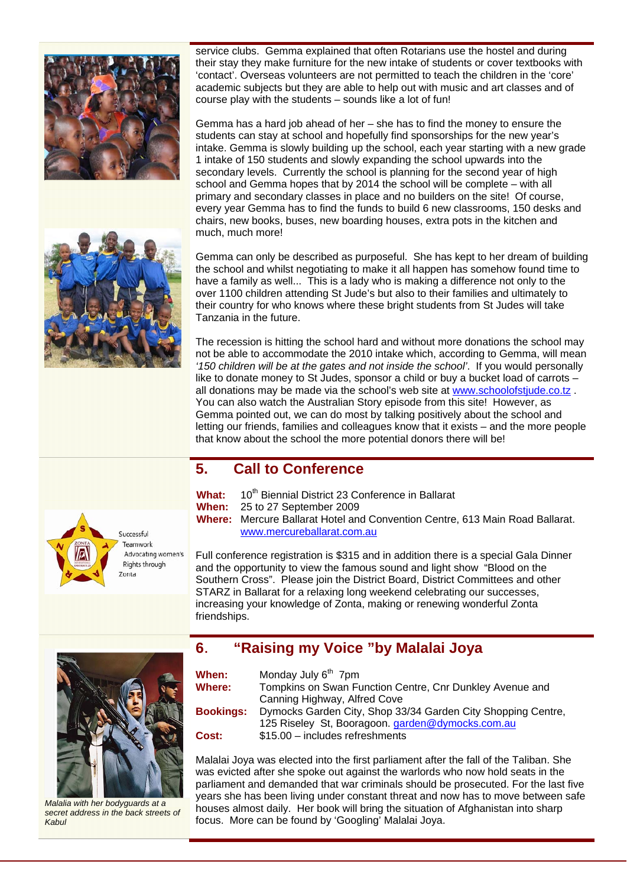service clubs. Gemma explained that often Rotarians use the hostel and during their stay they make furniture for the new intake of students or cover textbooks with 'contact'. Overseas volunteers are not permitted to teach the children in the 'core' academic subjects but they are able to help out with music and art classes and of course play with the students – sounds like a lot of fun!

Gemma has a hard job ahead of her – she has to find the money to ensure the students can stay at school and hopefully find sponsorships for the new year's intake. Gemma is slowly building up the school, each year starting with a new grade 1 intake of 150 students and slowly expanding the school upwards into the secondary levels. Currently the school is planning for the second year of high school and Gemma hopes that by 2014 the school will be complete – with all primary and secondary classes in place and no builders on the site! Of course, every year Gemma has to find the funds to build 6 new classrooms, 150 desks and chairs, new books, buses, new boarding houses, extra pots in the kitchen and much, much more!

Gemma can only be described as purposeful. She has kept to her dream of building the school and whilst negotiating to make it all happen has somehow found time to have a family as well... This is a lady who is making a difference not only to the over 1100 children attending St Jude's but also to their families and ultimately to their country for who knows where these bright students from St Judes will take Tanzania in the future.

The recession is hitting the school hard and without more donations the school may not be able to accommodate the 2010 intake which, according to Gemma, will mean *'150 children will be at the gates and not inside the school'*. If you would personally like to donate money to St Judes, sponsor a child or buy a bucket load of carrots – all donations may be made via the school's web site at www.schoolofstjude.co.tz . You can also watch the Australian Story episode from this site! However, as Gemma pointed out, we can do most by talking positively about the school and letting our friends, families and colleagues know that it exists – and the more people that know about the school the more potential donors there will be!

## 5. Call to Conference

Successful Teamwork Advocating women's Rights through Zonta

**What:** 10th Biennial District 23 Conference in Ballarat
**When:** 25 to 27 September 2009
**Where:** Mercure Ballarat Hotel and Convention Centre, 613 Main Road Ballarat. www.mercureballarat.com.au

Full conference registration is $315 and in addition there is a special Gala Dinner and the opportunity to view the famous sound and light show "Blood on the Southern Cross". Please join the District Board, District Committees and other STARZ in Ballarat for a relaxing long weekend celebrating our successes, increasing your knowledge of Zonta, making or renewing wonderful Zonta friendships.

## 6. "Raising my Voice "by Malalai Joya

**When:** Monday July 6th 7pm
**Where:** Tompkins on Swan Function Centre, Cnr Dunkley Avenue and Canning Highway, Alfred Cove
**Bookings:** Dymocks Garden City, Shop 33/34 Garden City Shopping Centre, 125 Riseley St, Booragoon. garden@dymocks.com.au
**Cost:** $15.00 – includes refreshments

*Malalia with her bodyguards at a secret address in the back streets of Kabul*

Malalai Joya was elected into the first parliament after the fall of the Taliban. She was evicted after she spoke out against the warlords who now hold seats in the parliament and demanded that war criminals should be prosecuted. For the last five years she has been living under constant threat and now has to move between safe houses almost daily. Her book will bring the situation of Afghanistan into sharp focus. More can be found by 'Googling' Malalai Joya.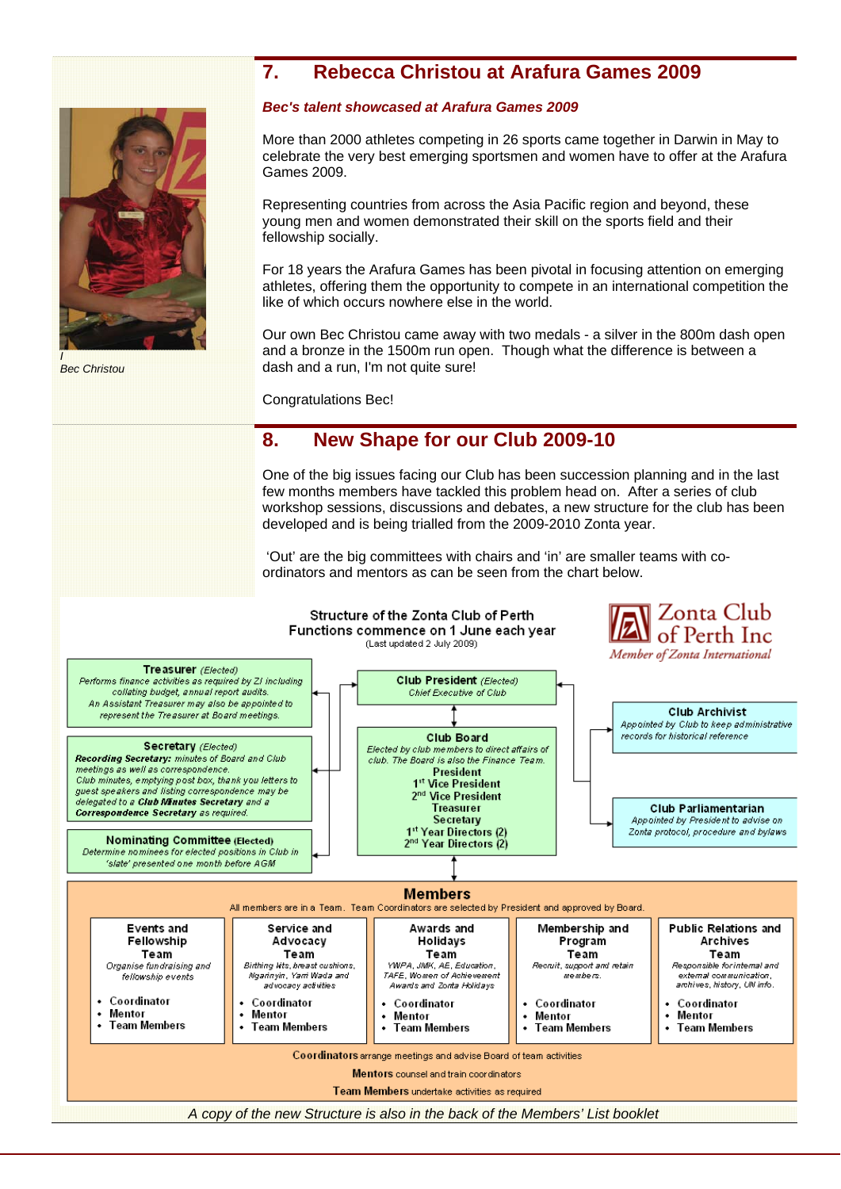## 7. Rebecca Christou at Arafura Games 2009

***Bec's talent showcased at Arafura Games 2009***

More than 2000 athletes competing in 26 sports came together in Darwin in May to celebrate the very best emerging sportsmen and women have to offer at the Arafura Games 2009.

Representing countries from across the Asia Pacific region and beyond, these young men and women demonstrated their skill on the sports field and their fellowship socially.

For 18 years the Arafura Games has been pivotal in focusing attention on emerging athletes, offering them the opportunity to compete in an international competition the like of which occurs nowhere else in the world.

Our own Bec Christou came away with two medals - a silver in the 800m dash open and a bronze in the 1500m run open. Though what the difference is between a dash and a run, I'm not quite sure!

Congratulations Bec!

*Bec Christou*

## 8. New Shape for our Club 2009-10

One of the big issues facing our Club has been succession planning and in the last few months members have tackled this problem head on. After a series of club workshop sessions, discussions and debates, a new structure for the club has been developed and is being trialled from the 2009-2010 Zonta year.

'Out' are the big committees with chairs and 'in' are smaller teams with co-ordinators and mentors as can be seen from the chart below.

**Structure of the Zonta Club of Perth**
**Functions commence on 1 June each year**
(Last updated 2 July 2009)

Zonta Club of Perth Inc
*Member of Zonta International*

**Treasurer** *(Elected)*
*Performs finance activities as required by ZI including collating budget, annual report audits. An Assistant Treasurer may also be appointed to represent the Treasurer at Board meetings.*

**Secretary** *(Elected)*
***Recording Secretary:*** *minutes of Board and Club meetings as well as correspondence. Club minutes, emptying post box, thank you letters to guest speakers and listing correspondence may be delegated to a* ***Club Minutes Secretary*** *and a* ***Correspondence Secretary*** *as required.*

**Nominating Committee (Elected)**
*Determine nominees for elected positions in Club in 'slate' presented one month before AGM*

**Club President** *(Elected)*
*Chief Executive of Club*

**Club Board**
*Elected by club members to direct affairs of club. The Board is also the Finance Team.*
- President
- 1st Vice President
- 2nd Vice President
- Treasurer
- Secretary
- 1st Year Directors (2)
- 2nd Year Directors (2)

**Club Archivist**
*Appointed by Club to keep administrative records for historical reference*

**Club Parliamentarian**
*Appointed by President to advise on Zonta protocol, procedure and bylaws*

**Members**
All members are in a Team. Team Coordinators are selected by President and approved by Board.

| Events and Fellowship Team | Service and Advocacy Team | Awards and Holidays Team | Membership and Program Team | Public Relations and Archives Team |
|---|---|---|---|---|
| *Organise fundraising and fellowship events* | *Birthing kits, breast cushions, Ngarinyin, Yarri Wada and advocacy activities* | *YWPA, JMK, AE, Education, TAFE, Women of Achievement Awards and Zonta Holidays* | *Recruit, support and retain members.* | *Responsible for internal and external communication, archives, history, UN info.* |
| • Coordinator • Mentor • Team Members | • Coordinator • Mentor • Team Members | • Coordinator • Mentor • Team Members | • Coordinator • Mentor • Team Members | • Coordinator • Mentor • Team Members |

**Coordinators** arrange meetings and advise Board of team activities
**Mentors** counsel and train coordinators
**Team Members** undertake activities as required

*A copy of the new Structure is also in the back of the Members' List booklet*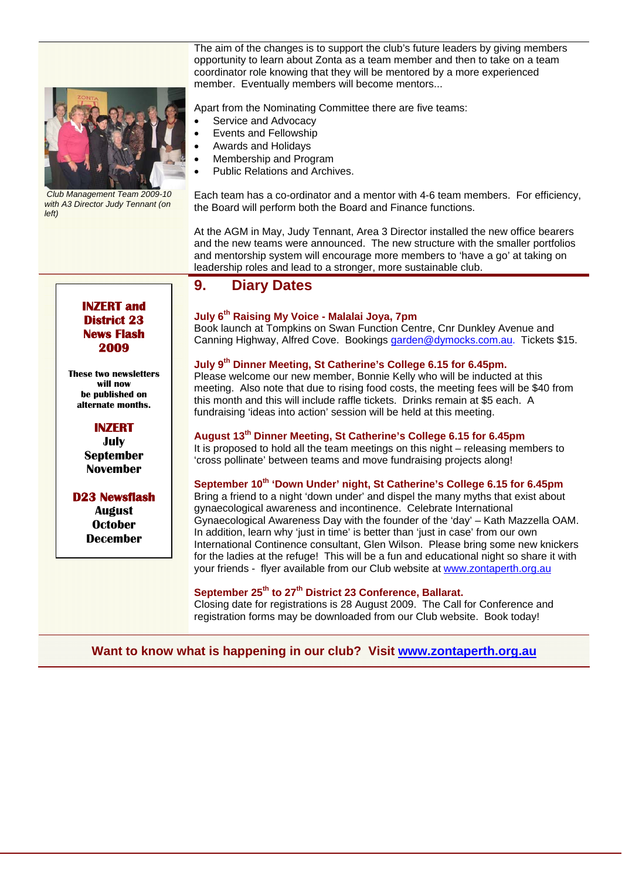The aim of the changes is to support the club's future leaders by giving members opportunity to learn about Zonta as a team member and then to take on a team coordinator role knowing that they will be mentored by a more experienced member. Eventually members will become mentors...

*Club Management Team 2009-10 with A3 Director Judy Tennant (on left)*

Apart from the Nominating Committee there are five teams:

- Service and Advocacy
- Events and Fellowship
- Awards and Holidays
- Membership and Program
- Public Relations and Archives.

Each team has a co-ordinator and a mentor with 4-6 team members. For efficiency, the Board will perform both the Board and Finance functions.

At the AGM in May, Judy Tennant, Area 3 Director installed the new office bearers and the new teams were announced. The new structure with the smaller portfolios and mentorship system will encourage more members to 'have a go' at taking on leadership roles and lead to a stronger, more sustainable club.

**INZERT and District 23 News Flash 2009**

**These two newsletters will now be published on alternate months.**

**INZERT**
**July**
**September**
**November**

**D23 Newsflash**
**August**
**October**
**December**

## 9. Diary Dates

**July 6th Raising My Voice - Malalai Joya, 7pm**
Book launch at Tompkins on Swan Function Centre, Cnr Dunkley Avenue and Canning Highway, Alfred Cove. Bookings garden@dymocks.com.au. Tickets $15.

**July 9th Dinner Meeting, St Catherine's College 6.15 for 6.45pm.**
Please welcome our new member, Bonnie Kelly who will be inducted at this meeting. Also note that due to rising food costs, the meeting fees will be $40 from this month and this will include raffle tickets. Drinks remain at $5 each. A fundraising 'ideas into action' session will be held at this meeting.

**August 13th Dinner Meeting, St Catherine's College 6.15 for 6.45pm**
It is proposed to hold all the team meetings on this night – releasing members to 'cross pollinate' between teams and move fundraising projects along!

**September 10th 'Down Under' night, St Catherine's College 6.15 for 6.45pm**
Bring a friend to a night 'down under' and dispel the many myths that exist about gynaecological awareness and incontinence. Celebrate International Gynaecological Awareness Day with the founder of the 'day' – Kath Mazzella OAM. In addition, learn why 'just in time' is better than 'just in case' from our own International Continence consultant, Glen Wilson. Please bring some new knickers for the ladies at the refuge! This will be a fun and educational night so share it with your friends - flyer available from our Club website at www.zontaperth.org.au

**September 25th to 27th District 23 Conference, Ballarat.**
Closing date for registrations is 28 August 2009. The Call for Conference and registration forms may be downloaded from our Club website. Book today!

**Want to know what is happening in our club? Visit www.zontaperth.org.au**